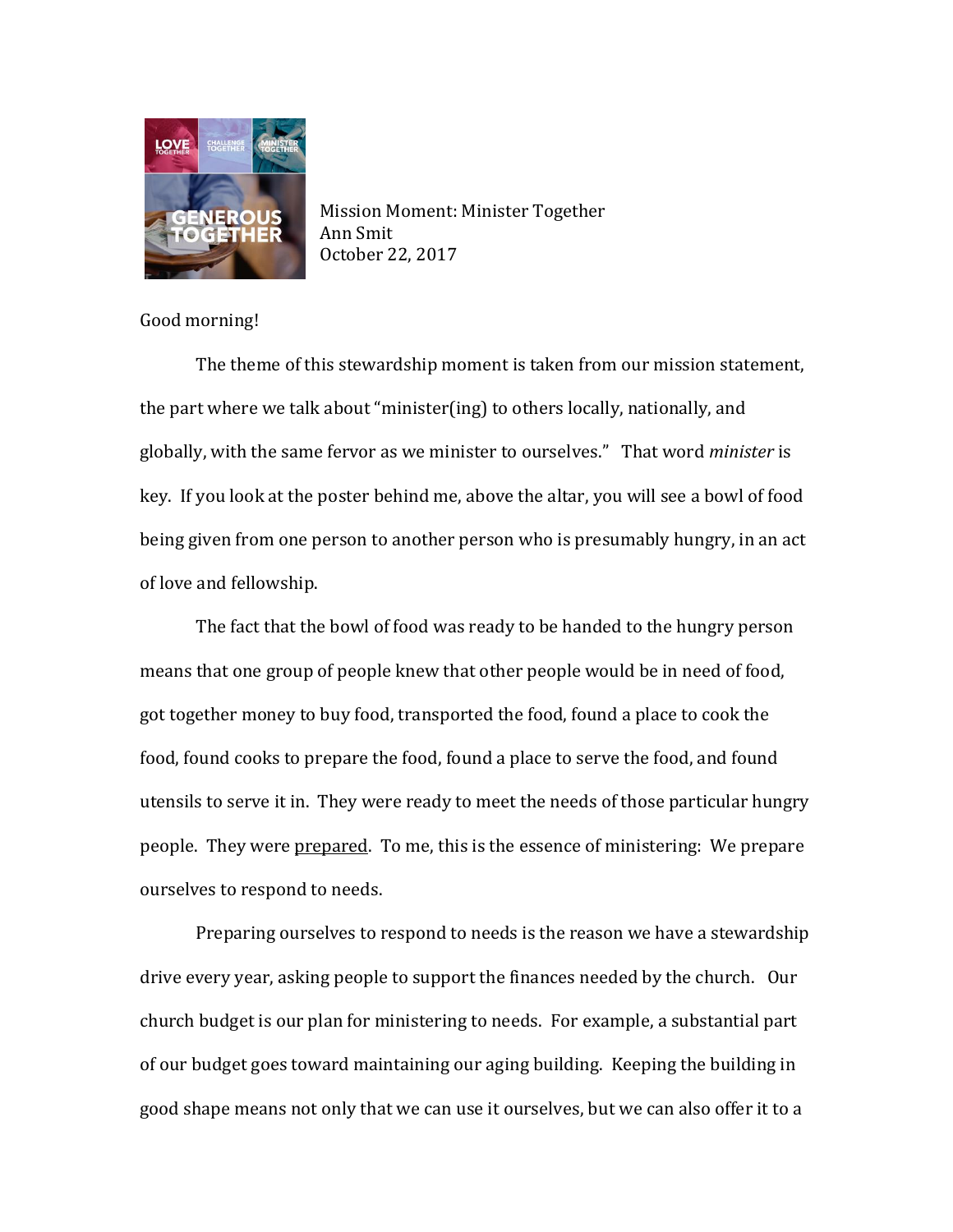Mission Moment: Minister Together
Ann Smit
October 22, 2017

Good morning!

The theme of this stewardship moment is taken from our mission statement, the part where we talk about "minister(ing) to others locally, nationally, and globally, with the same fervor as we minister to ourselves." That word *minister* is key. If you look at the poster behind me, above the altar, you will see a bowl of food being given from one person to another person who is presumably hungry, in an act of love and fellowship.

The fact that the bowl of food was ready to be handed to the hungry person means that one group of people knew that other people would be in need of food, got together money to buy food, transported the food, found a place to cook the food, found cooks to prepare the food, found a place to serve the food, and found utensils to serve it in. They were ready to meet the needs of those particular hungry people. They were <u>prepared</u>. To me, this is the essence of ministering: We prepare ourselves to respond to needs.

Preparing ourselves to respond to needs is the reason we have a stewardship drive every year, asking people to support the finances needed by the church. Our church budget is our plan for ministering to needs. For example, a substantial part of our budget goes toward maintaining our aging building. Keeping the building in good shape means not only that we can use it ourselves, but we can also offer it to a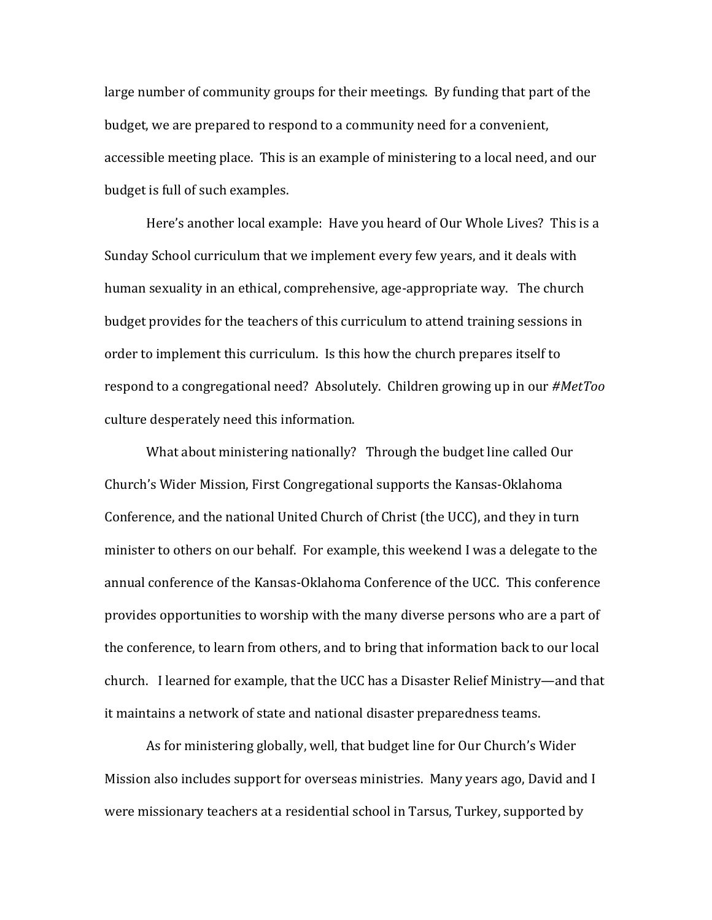large number of community groups for their meetings. By funding that part of the budget, we are prepared to respond to a community need for a convenient, accessible meeting place. This is an example of ministering to a local need, and our budget is full of such examples.

Here's another local example: Have you heard of Our Whole Lives? This is a Sunday School curriculum that we implement every few years, and it deals with human sexuality in an ethical, comprehensive, age-appropriate way. The church budget provides for the teachers of this curriculum to attend training sessions in order to implement this curriculum. Is this how the church prepares itself to respond to a congregational need? Absolutely. Children growing up in our *#MetToo* culture desperately need this information.

What about ministering nationally? Through the budget line called Our Church's Wider Mission, First Congregational supports the Kansas-Oklahoma Conference, and the national United Church of Christ (the UCC), and they in turn minister to others on our behalf. For example, this weekend I was a delegate to the annual conference of the Kansas-Oklahoma Conference of the UCC. This conference provides opportunities to worship with the many diverse persons who are a part of the conference, to learn from others, and to bring that information back to our local church. I learned for example, that the UCC has a Disaster Relief Ministry—and that it maintains a network of state and national disaster preparedness teams.

As for ministering globally, well, that budget line for Our Church's Wider Mission also includes support for overseas ministries. Many years ago, David and I were missionary teachers at a residential school in Tarsus, Turkey, supported by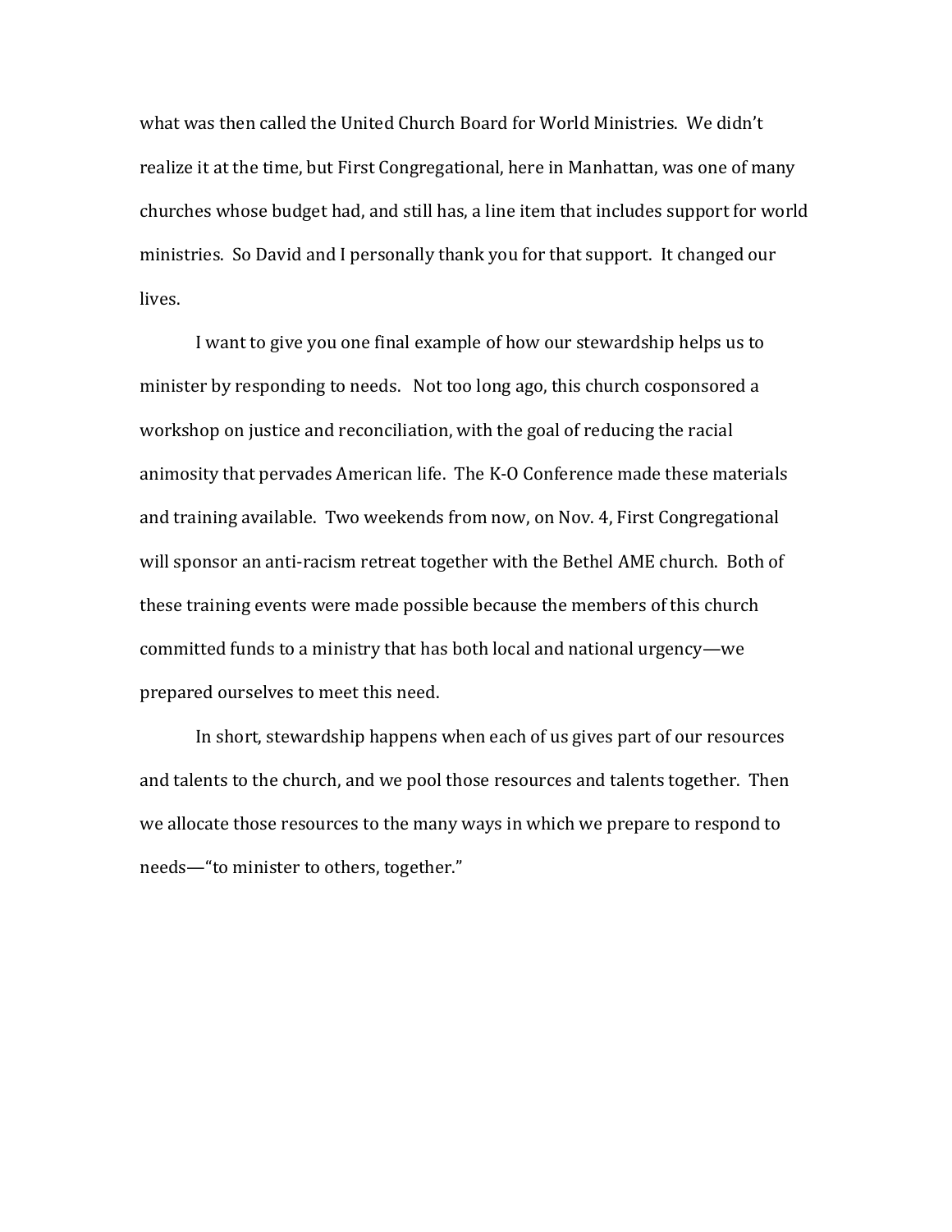what was then called the United Church Board for World Ministries. We didn't realize it at the time, but First Congregational, here in Manhattan, was one of many churches whose budget had, and still has, a line item that includes support for world ministries. So David and I personally thank you for that support. It changed our lives.

I want to give you one final example of how our stewardship helps us to minister by responding to needs. Not too long ago, this church cosponsored a workshop on justice and reconciliation, with the goal of reducing the racial animosity that pervades American life. The K-O Conference made these materials and training available. Two weekends from now, on Nov. 4, First Congregational will sponsor an anti-racism retreat together with the Bethel AME church. Both of these training events were made possible because the members of this church committed funds to a ministry that has both local and national urgency—we prepared ourselves to meet this need.

In short, stewardship happens when each of us gives part of our resources and talents to the church, and we pool those resources and talents together. Then we allocate those resources to the many ways in which we prepare to respond to needs—"to minister to others, together."